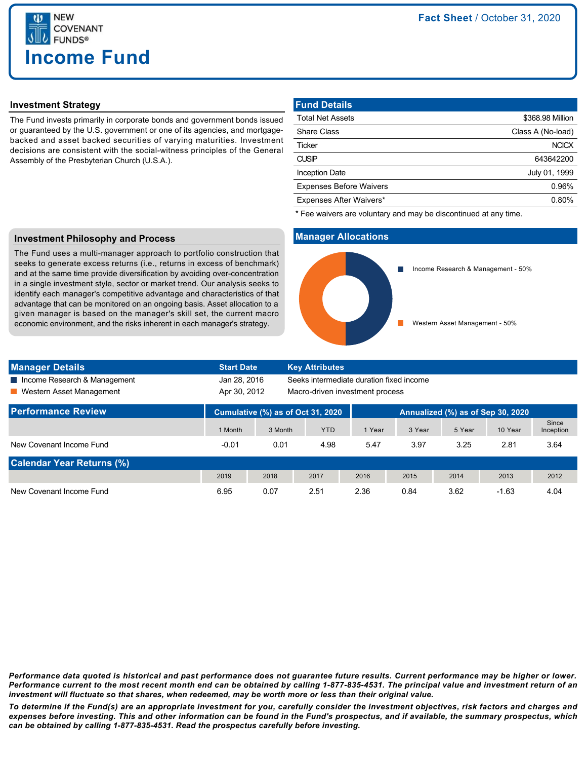NEW COVENANT FUNDS®

# Income Fund

**Fact Sheet** / October 31, 2020

## Investment Strategy

The Fund invests primarily in corporate bonds and government bonds issued or guaranteed by the U.S. government or one of its agencies, and mortgage-backed and asset backed securities of varying maturities. Investment decisions are consistent with the social-witness principles of the General Assembly of the Presbyterian Church (U.S.A.).

## Fund Details

| | |
|---|---|
| Total Net Assets | $368.98 Million |
| Share Class | Class A (No-load) |
| Ticker | NCICX |
| CUSIP | 643642200 |
| Inception Date | July 01, 1999 |
| Expenses Before Waivers | 0.96% |
| Expenses After Waivers* | 0.80% |

* Fee waivers are voluntary and may be discontinued at any time.

## Investment Philosophy and Process

The Fund uses a multi-manager approach to portfolio construction that seeks to generate excess returns (i.e., returns in excess of benchmark) and at the same time provide diversification by avoiding over-concentration in a single investment style, sector or market trend. Our analysis seeks to identify each manager's competitive advantage and characteristics of that advantage that can be monitored on an ongoing basis. Asset allocation to a given manager is based on the manager's skill set, the current macro economic environment, and the risks inherent in each manager's strategy.

## Manager Allocations

- Income Research & Management - 50%
- Western Asset Management - 50%

## Manager Details

| Manager Details | Start Date | Key Attributes |
|---|---|---|
| Income Research & Management | Jan 28, 2016 | Seeks intermediate duration fixed income |
| Western Asset Management | Apr 30, 2012 | Macro-driven investment process |

## Performance Review

| | Cumulative (%) as of Oct 31, 2020 | | | Annualized (%) as of Sep 30, 2020 | | | | |
|---|---|---|---|---|---|---|---|---|
| | 1 Month | 3 Month | YTD | 1 Year | 3 Year | 5 Year | 10 Year | Since Inception |
| New Covenant Income Fund | -0.01 | 0.01 | 4.98 | 5.47 | 3.97 | 3.25 | 2.81 | 3.64 |

## Calendar Year Returns (%)

| | 2019 | 2018 | 2017 | 2016 | 2015 | 2014 | 2013 | 2012 |
|---|---|---|---|---|---|---|---|---|
| New Covenant Income Fund | 6.95 | 0.07 | 2.51 | 2.36 | 0.84 | 3.62 | -1.63 | 4.04 |

***Performance data quoted is historical and past performance does not guarantee future results. Current performance may be higher or lower. Performance current to the most recent month end can be obtained by calling 1-877-835-4531. The principal value and investment return of an investment will fluctuate so that shares, when redeemed, may be worth more or less than their original value.***

***To determine if the Fund(s) are an appropriate investment for you, carefully consider the investment objectives, risk factors and charges and expenses before investing. This and other information can be found in the Fund's prospectus, and if available, the summary prospectus, which can be obtained by calling 1-877-835-4531. Read the prospectus carefully before investing.***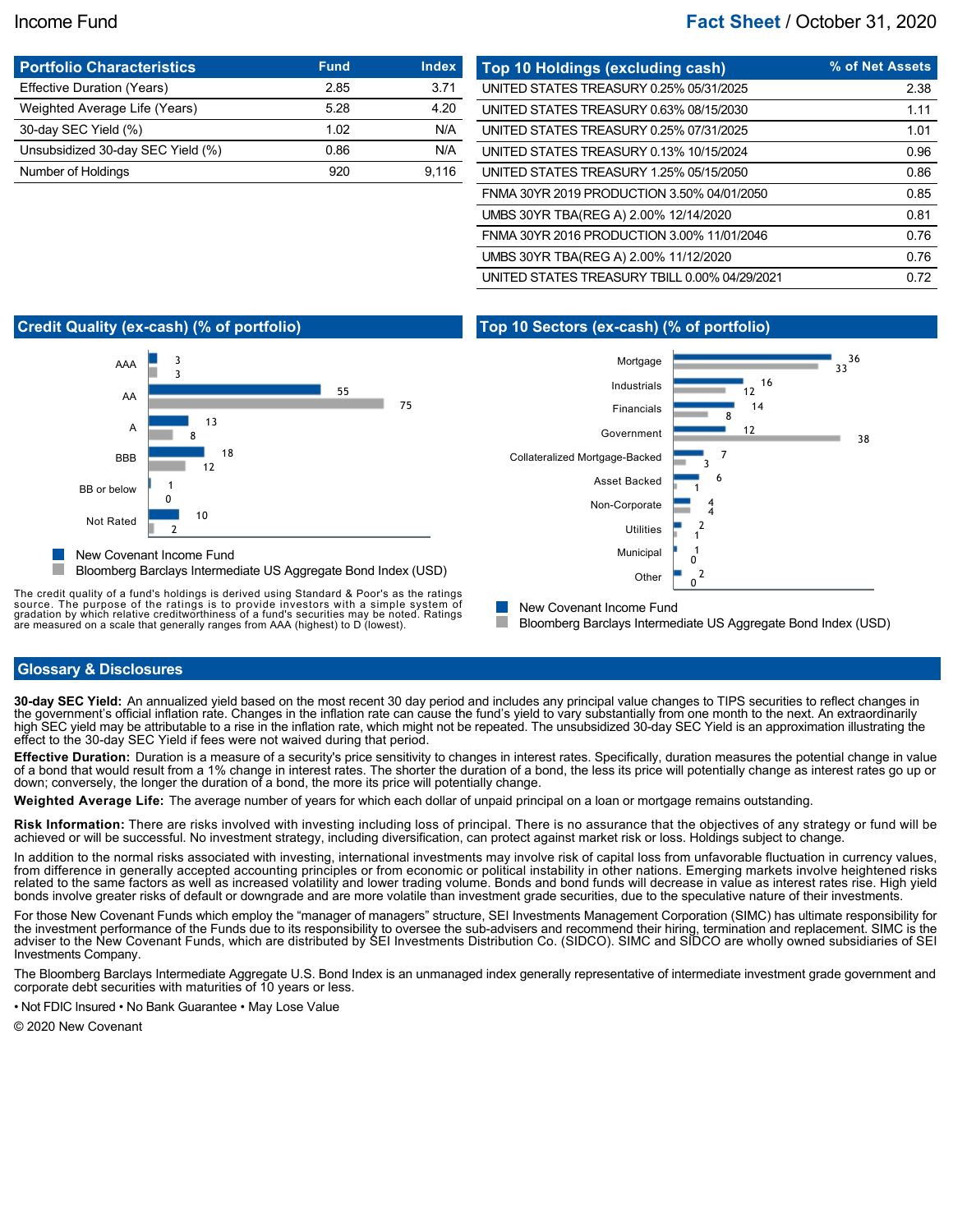Income Fund

**Fact Sheet** / October 31, 2020

| Portfolio Characteristics | Fund | Index |
|---|---|---|
| Effective Duration (Years) | 2.85 | 3.71 |
| Weighted Average Life (Years) | 5.28 | 4.20 |
| 30-day SEC Yield (%) | 1.02 | N/A |
| Unsubsidized 30-day SEC Yield (%) | 0.86 | N/A |
| Number of Holdings | 920 | 9,116 |

| Top 10 Holdings (excluding cash) | % of Net Assets |
|---|---|
| UNITED STATES TREASURY 0.25% 05/31/2025 | 2.38 |
| UNITED STATES TREASURY 0.63% 08/15/2030 | 1.11 |
| UNITED STATES TREASURY 0.25% 07/31/2025 | 1.01 |
| UNITED STATES TREASURY 0.13% 10/15/2024 | 0.96 |
| UNITED STATES TREASURY 1.25% 05/15/2050 | 0.86 |
| FNMA 30YR 2019 PRODUCTION 3.50% 04/01/2050 | 0.85 |
| UMBS 30YR TBA(REG A) 2.00% 12/14/2020 | 0.81 |
| FNMA 30YR 2016 PRODUCTION 3.00% 11/01/2046 | 0.76 |
| UMBS 30YR TBA(REG A) 2.00% 11/12/2020 | 0.76 |
| UNITED STATES TREASURY TBILL 0.00% 04/29/2021 | 0.72 |

## Credit Quality (ex-cash) (% of portfolio)

AAA 3 3
AA 55 75
A 13 8
BBB 18 12
BB or below 1 0
Not Rated 10 2

New Covenant Income Fund
Bloomberg Barclays Intermediate US Aggregate Bond Index (USD)

The credit quality of a fund's holdings is derived using Standard & Poor's as the ratings source. The purpose of the ratings is to provide investors with a simple system of gradation by which relative creditworthiness of a fund's securities may be noted. Ratings are measured on a scale that generally ranges from AAA (highest) to D (lowest).

## Top 10 Sectors (ex-cash) (% of portfolio)

Mortgage 36 33
Industrials 16 12
Financials 14 8
Government 12 38
Collateralized Mortgage-Backed 7 3
Asset Backed 6 1
Non-Corporate 4 4
Utilities 2 1
Municipal 1 0
Other 2 0

New Covenant Income Fund
Bloomberg Barclays Intermediate US Aggregate Bond Index (USD)

## Glossary & Disclosures

**30-day SEC Yield:** An annualized yield based on the most recent 30 day period and includes any principal value changes to TIPS securities to reflect changes in the government's official inflation rate. Changes in the inflation rate can cause the fund's yield to vary substantially from one month to the next. An extraordinarily high SEC yield may be attributable to a rise in the inflation rate, which might not be repeated. The unsubsidized 30-day SEC Yield is an approximation illustrating the effect to the 30-day SEC Yield if fees were not waived during that period.

**Effective Duration:** Duration is a measure of a security's price sensitivity to changes in interest rates. Specifically, duration measures the potential change in value of a bond that would result from a 1% change in interest rates. The shorter the duration of a bond, the less its price will potentially change as interest rates go up or down; conversely, the longer the duration of a bond, the more its price will potentially change.

**Weighted Average Life:** The average number of years for which each dollar of unpaid principal on a loan or mortgage remains outstanding.

**Risk Information:** There are risks involved with investing including loss of principal. There is no assurance that the objectives of any strategy or fund will be achieved or will be successful. No investment strategy, including diversification, can protect against market risk or loss. Holdings subject to change.

In addition to the normal risks associated with investing, international investments may involve risk of capital loss from unfavorable fluctuation in currency values, from difference in generally accepted accounting principles or from economic or political instability in other nations. Emerging markets involve heightened risks related to the same factors as well as increased volatility and lower trading volume. Bonds and bond funds will decrease in value as interest rates rise. High yield bonds involve greater risks of default or downgrade and are more volatile than investment grade securities, due to the speculative nature of their investments.

For those New Covenant Funds which employ the "manager of managers" structure, SEI Investments Management Corporation (SIMC) has ultimate responsibility for the investment performance of the Funds due to its responsibility to oversee the sub-advisers and recommend their hiring, termination and replacement. SIMC is the adviser to the New Covenant Funds, which are distributed by SEI Investments Distribution Co. (SIDCO). SIMC and SIDCO are wholly owned subsidiaries of SEI Investments Company.

The Bloomberg Barclays Intermediate Aggregate U.S. Bond Index is an unmanaged index generally representative of intermediate investment grade government and corporate debt securities with maturities of 10 years or less.

• Not FDIC Insured • No Bank Guarantee • May Lose Value

© 2020 New Covenant